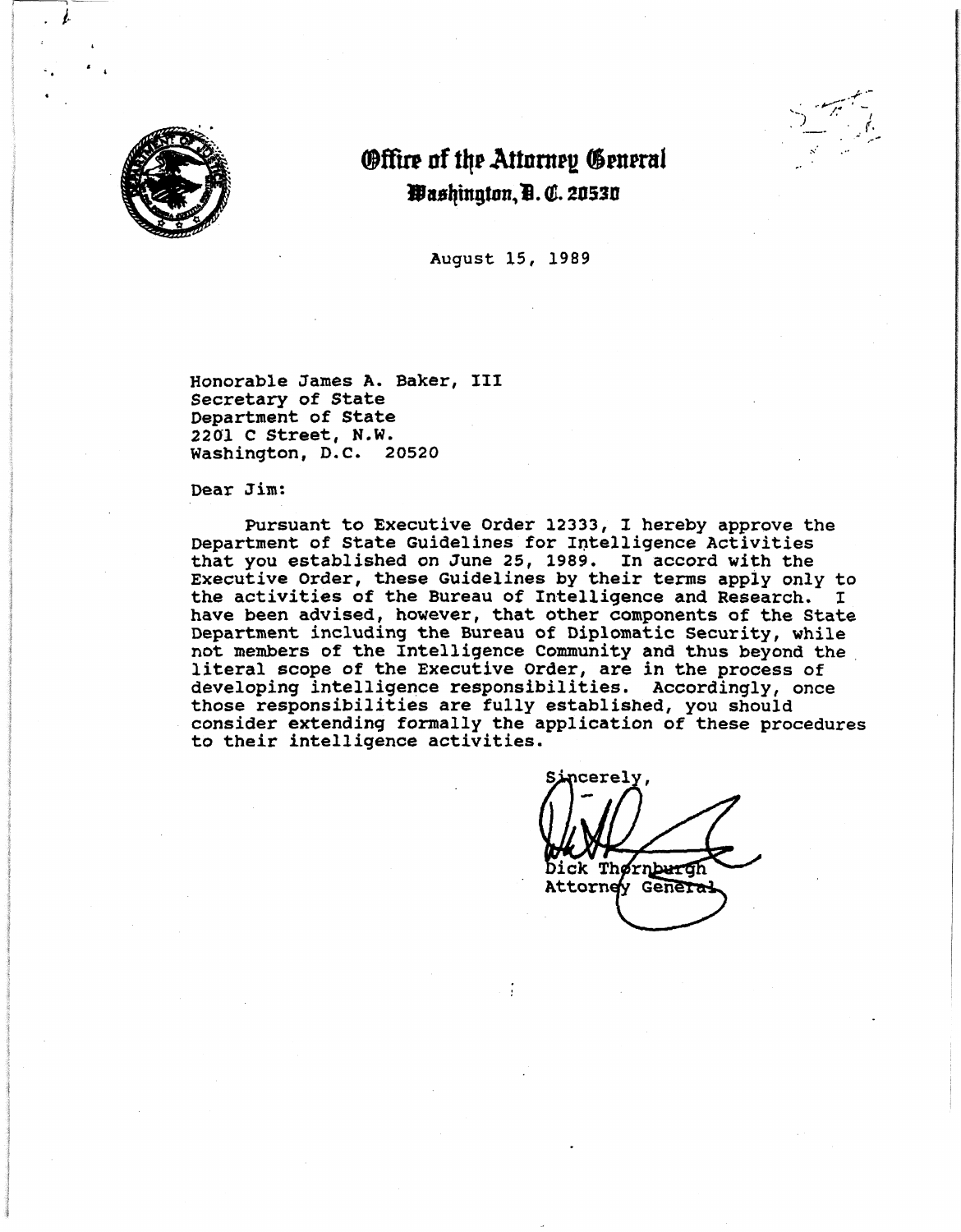# Office of the Attorney General
## Washington, D.C. 20530

August 15, 1989

Honorable James A. Baker, III
Secretary of State
Department of State
2201 C Street, N.W.
Washington, D.C. 20520

Dear Jim:

Pursuant to Executive Order 12333, I hereby approve the Department of State Guidelines for Intelligence Activities that you established on June 25, 1989. In accord with the Executive Order, these Guidelines by their terms apply only to the activities of the Bureau of Intelligence and Research. I have been advised, however, that other components of the State Department including the Bureau of Diplomatic Security, while not members of the Intelligence Community and thus beyond the literal scope of the Executive Order, are in the process of developing intelligence responsibilities. Accordingly, once those responsibilities are fully established, you should consider extending formally the application of these procedures to their intelligence activities.

Sincerely,

Dick Thornburgh
Attorney General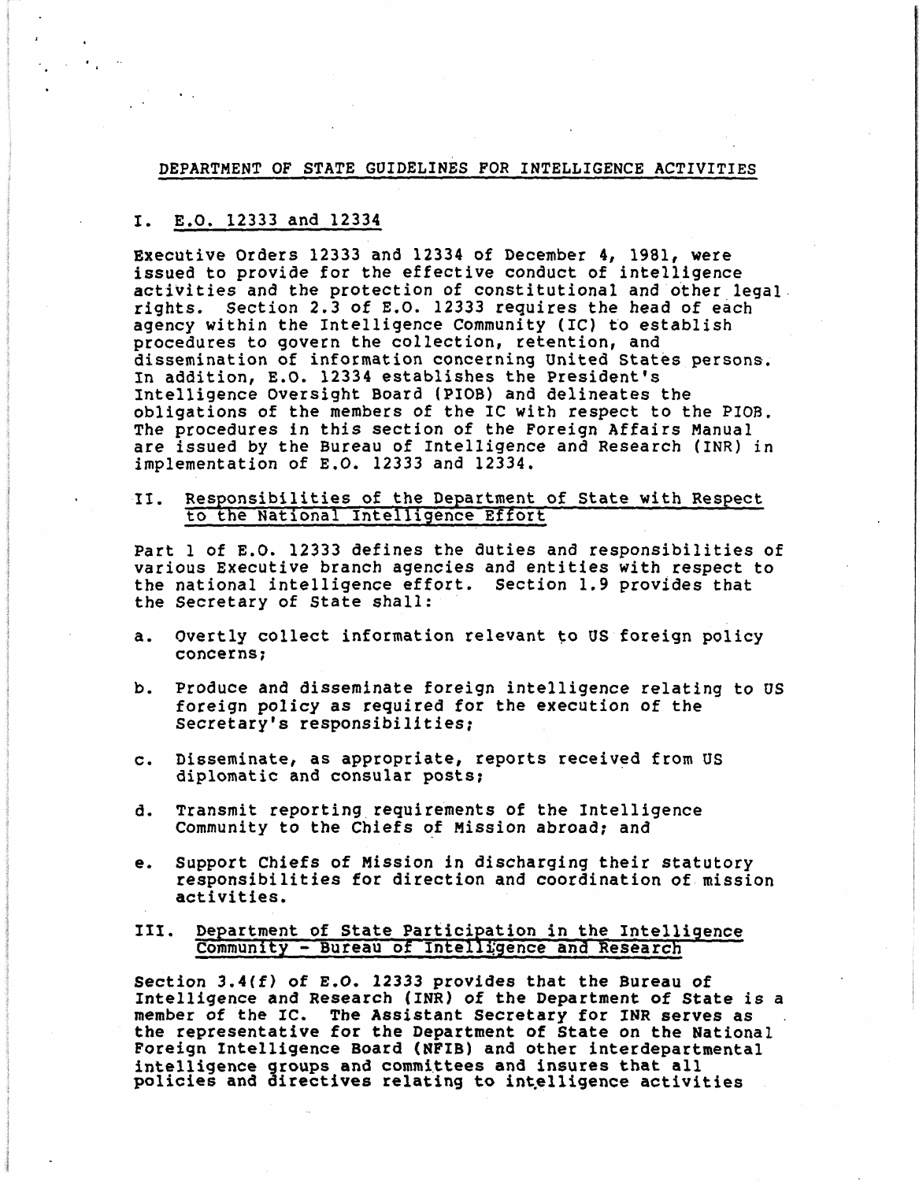# DEPARTMENT OF STATE GUIDELINES FOR INTELLIGENCE ACTIVITIES

## I. E.O. 12333 and 12334

Executive Orders 12333 and 12334 of December 4, 1981, were issued to provide for the effective conduct of intelligence activities and the protection of constitutional and other legal rights. Section 2.3 of E.O. 12333 requires the head of each agency within the Intelligence Community (IC) to establish procedures to govern the collection, retention, and dissemination of information concerning United States persons. In addition, E.O. 12334 establishes the President's Intelligence Oversight Board (PIOB) and delineates the obligations of the members of the IC with respect to the PIOB. The procedures in this section of the Foreign Affairs Manual are issued by the Bureau of Intelligence and Research (INR) in implementation of E.O. 12333 and 12334.

## II. Responsibilities of the Department of State with Respect to the National Intelligence Effort

Part 1 of E.O. 12333 defines the duties and responsibilities of various Executive branch agencies and entities with respect to the national intelligence effort. Section 1.9 provides that the Secretary of State shall:

a. Overtly collect information relevant to US foreign policy concerns;

b. Produce and disseminate foreign intelligence relating to US foreign policy as required for the execution of the Secretary's responsibilities;

c. Disseminate, as appropriate, reports received from US diplomatic and consular posts;

d. Transmit reporting requirements of the Intelligence Community to the Chiefs of Mission abroad; and

e. Support Chiefs of Mission in discharging their statutory responsibilities for direction and coordination of mission activities.

## III. Department of State Participation in the Intelligence Community - Bureau of Intelligence and Research

Section 3.4(f) of E.O. 12333 provides that the Bureau of Intelligence and Research (INR) of the Department of State is a member of the IC. The Assistant Secretary for INR serves as the representative for the Department of State on the National Foreign Intelligence Board (NFIB) and other interdepartmental intelligence groups and committees and insures that all policies and directives relating to intelligence activities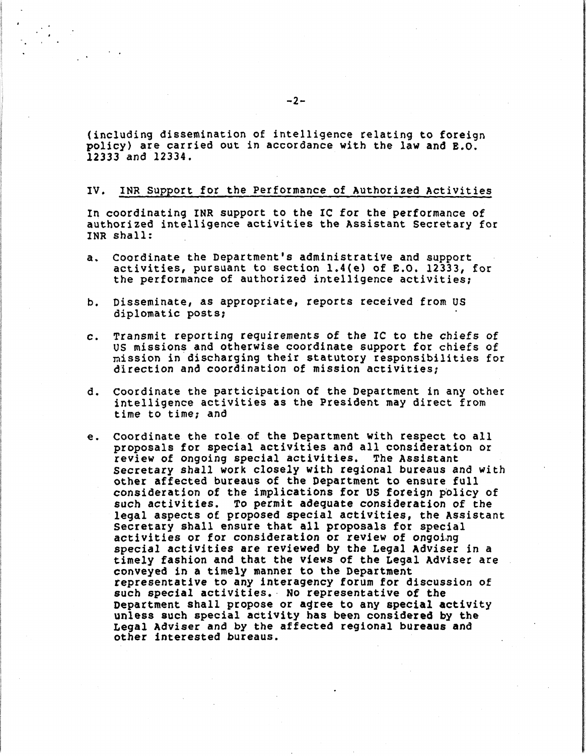(including dissemination of intelligence relating to foreign policy) are carried out in accordance with the law and E.O. 12333 and 12334.

## IV. INR Support for the Performance of Authorized Activities

In coordinating INR support to the IC for the performance of authorized intelligence activities the Assistant Secretary for INR shall:

a. Coordinate the Department's administrative and support activities, pursuant to section 1.4(e) of E.O. 12333, for the performance of authorized intelligence activities;

b. Disseminate, as appropriate, reports received from US diplomatic posts;

c. Transmit reporting requirements of the IC to the chiefs of US missions and otherwise coordinate support for chiefs of mission in discharging their statutory responsibilities for direction and coordination of mission activities;

d. Coordinate the participation of the Department in any other intelligence activities as the President may direct from time to time; and

e. Coordinate the role of the Department with respect to all proposals for special activities and all consideration or review of ongoing special activities. The Assistant Secretary shall work closely with regional bureaus and with other affected bureaus of the Department to ensure full consideration of the implications for US foreign policy of such activities. To permit adequate consideration of the legal aspects of proposed special activities, the Assistant Secretary shall ensure that all proposals for special activities or for consideration or review of ongoing special activities are reviewed by the Legal Adviser in a timely fashion and that the views of the Legal Adviser are conveyed in a timely manner to the Department representative to any interagency forum for discussion of such special activities. No representative of the Department shall propose or agree to any special activity unless such special activity has been considered by the Legal Adviser and by the affected regional bureaus and other interested bureaus.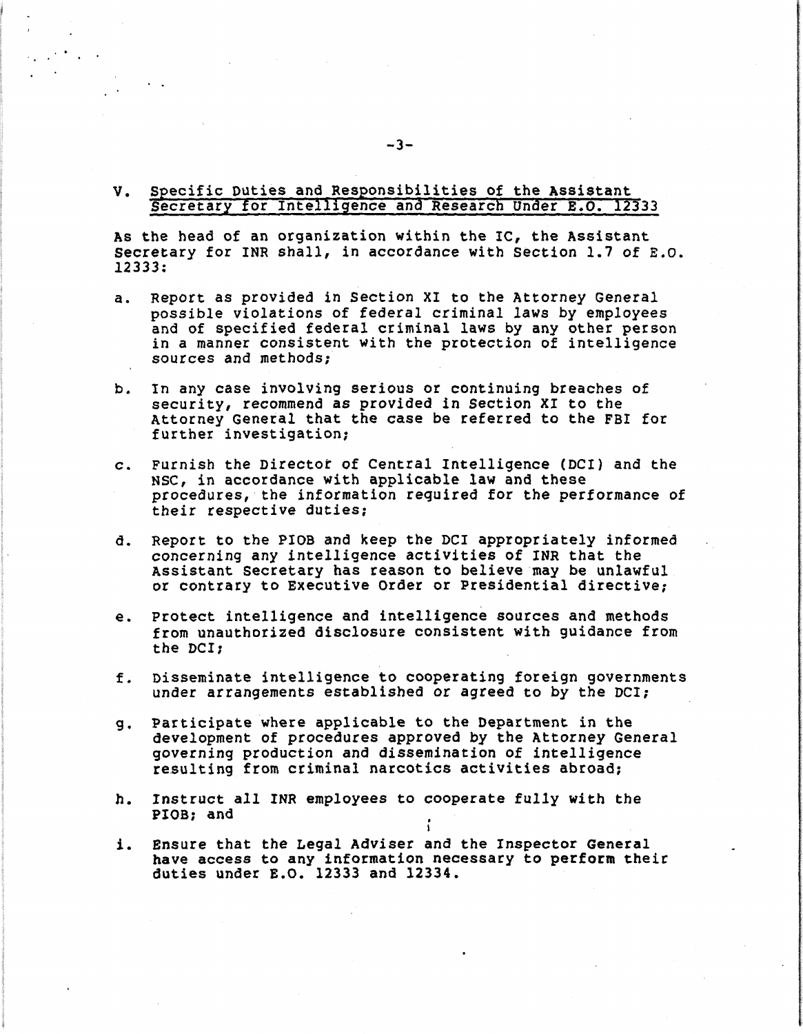## V. Specific Duties and Responsibilities of the Assistant Secretary for Intelligence and Research Under E.O. 12333

As the head of an organization within the IC, the Assistant Secretary for INR shall, in accordance with Section 1.7 of E.O. 12333:

a. Report as provided in Section XI to the Attorney General possible violations of federal criminal laws by employees and of specified federal criminal laws by any other person in a manner consistent with the protection of intelligence sources and methods;

b. In any case involving serious or continuing breaches of security, recommend as provided in Section XI to the Attorney General that the case be referred to the FBI for further investigation;

c. Furnish the Director of Central Intelligence (DCI) and the NSC, in accordance with applicable law and these procedures, the information required for the performance of their respective duties;

d. Report to the PIOB and keep the DCI appropriately informed concerning any intelligence activities of INR that the Assistant Secretary has reason to believe may be unlawful or contrary to Executive Order or Presidential directive;

e. Protect intelligence and intelligence sources and methods from unauthorized disclosure consistent with guidance from the DCI;

f. Disseminate intelligence to cooperating foreign governments under arrangements established or agreed to by the DCI;

g. Participate where applicable to the Department in the development of procedures approved by the Attorney General governing production and dissemination of intelligence resulting from criminal narcotics activities abroad;

h. Instruct all INR employees to cooperate fully with the PIOB; and

i. Ensure that the Legal Adviser and the Inspector General have access to any information necessary to perform their duties under E.O. 12333 and 12334.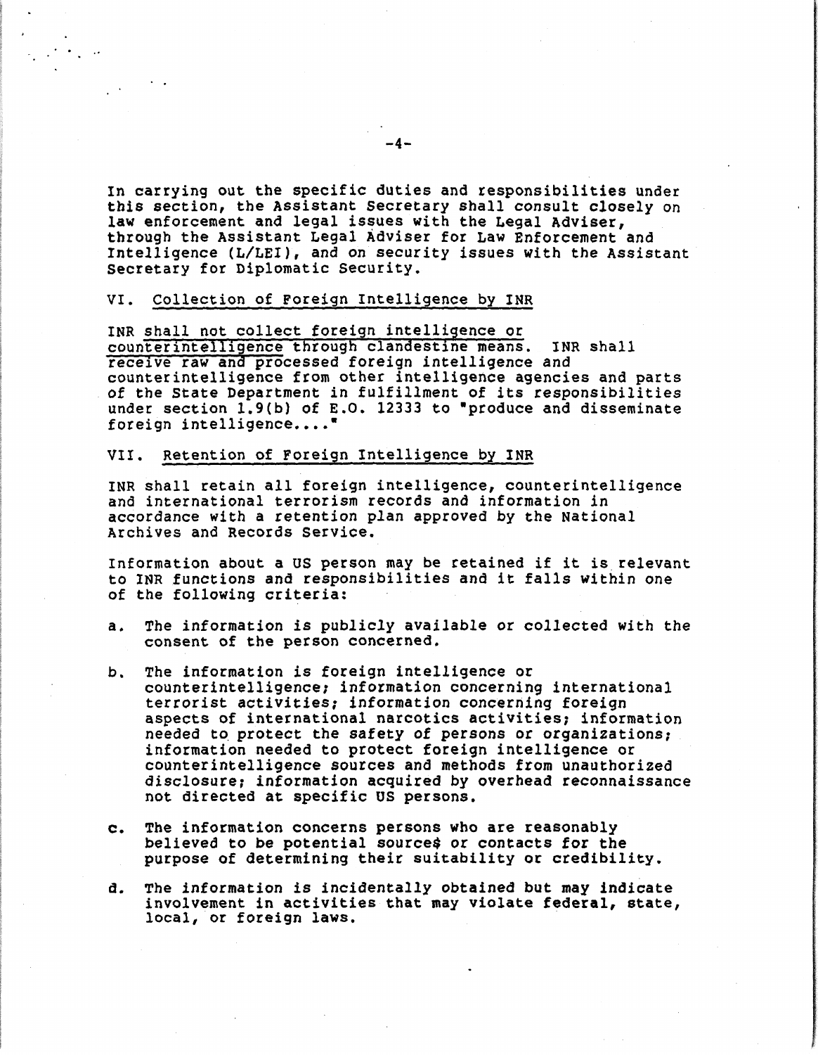In carrying out the specific duties and responsibilities under this section, the Assistant Secretary shall consult closely on law enforcement and legal issues with the Legal Adviser, through the Assistant Legal Adviser for Law Enforcement and Intelligence (L/LEI), and on security issues with the Assistant Secretary for Diplomatic Security.

## VI. Collection of Foreign Intelligence by INR

INR shall not collect foreign intelligence or counterintelligence through clandestine means. INR shall receive raw and processed foreign intelligence and counterintelligence from other intelligence agencies and parts of the State Department in fulfillment of its responsibilities under section 1.9(b) of E.O. 12333 to "produce and disseminate foreign intelligence...."

## VII. Retention of Foreign Intelligence by INR

INR shall retain all foreign intelligence, counterintelligence and international terrorism records and information in accordance with a retention plan approved by the National Archives and Records Service.

Information about a US person may be retained if it is relevant to INR functions and responsibilities and it falls within one of the following criteria:

a. The information is publicly available or collected with the consent of the person concerned.

b. The information is foreign intelligence or counterintelligence; information concerning international terrorist activities; information concerning foreign aspects of international narcotics activities; information needed to protect the safety of persons or organizations; information needed to protect foreign intelligence or counterintelligence sources and methods from unauthorized disclosure; information acquired by overhead reconnaissance not directed at specific US persons.

c. The information concerns persons who are reasonably believed to be potential sources or contacts for the purpose of determining their suitability or credibility.

d. The information is incidentally obtained but may indicate involvement in activities that may violate federal, state, local, or foreign laws.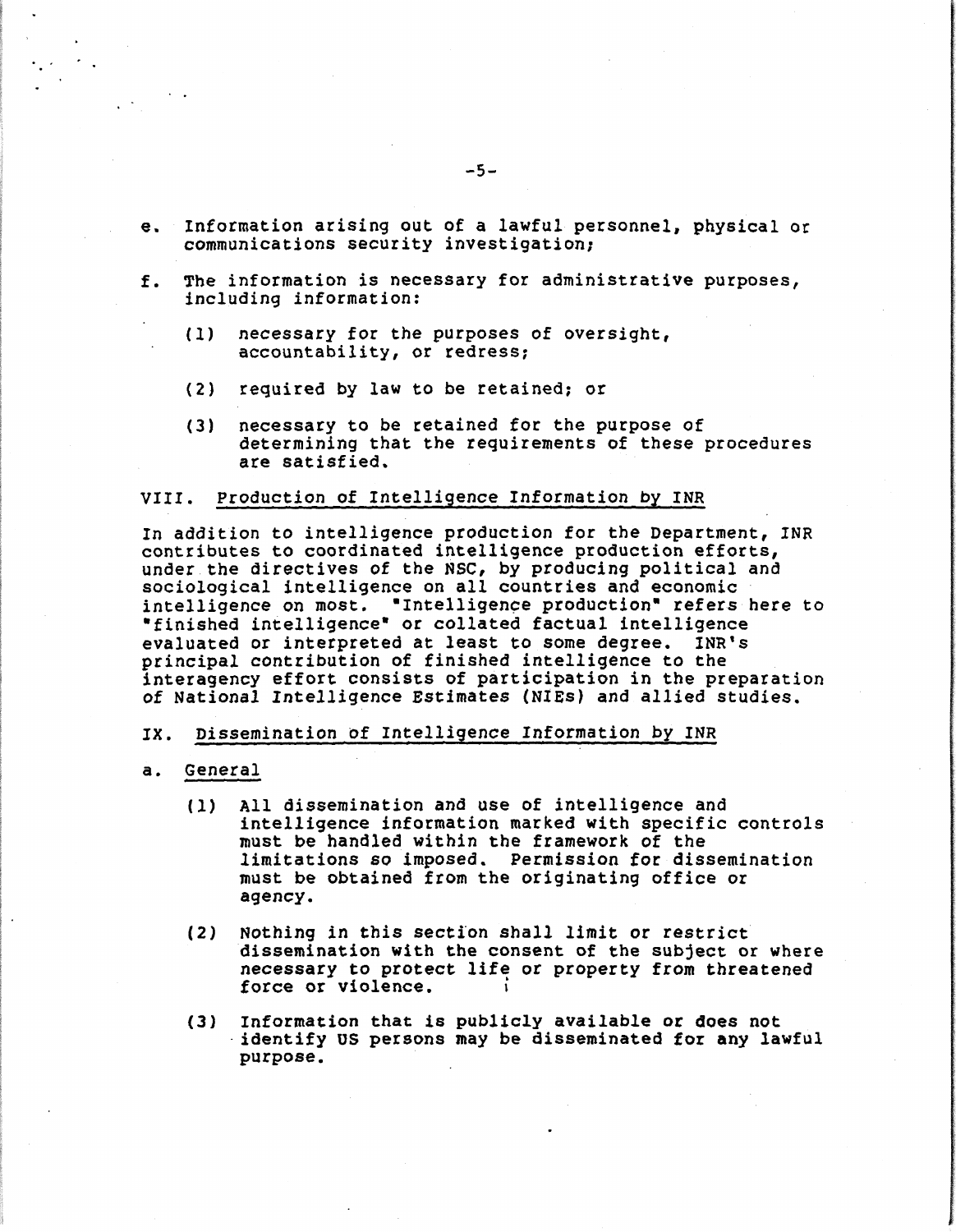e. Information arising out of a lawful personnel, physical or communications security investigation;

f. The information is necessary for administrative purposes, including information:

   (1) necessary for the purposes of oversight, accountability, or redress;

   (2) required by law to be retained; or

   (3) necessary to be retained for the purpose of determining that the requirements of these procedures are satisfied.

## VIII. Production of Intelligence Information by INR

In addition to intelligence production for the Department, INR contributes to coordinated intelligence production efforts, under the directives of the NSC, by producing political and sociological intelligence on all countries and economic intelligence on most. "Intelligence production" refers here to "finished intelligence" or collated factual intelligence evaluated or interpreted at least to some degree. INR's principal contribution of finished intelligence to the interagency effort consists of participation in the preparation of National Intelligence Estimates (NIEs) and allied studies.

## IX. Dissemination of Intelligence Information by INR

### a. General

(1) All dissemination and use of intelligence and intelligence information marked with specific controls must be handled within the framework of the limitations so imposed. Permission for dissemination must be obtained from the originating office or agency.

(2) Nothing in this section shall limit or restrict dissemination with the consent of the subject or where necessary to protect life or property from threatened force or violence.

(3) Information that is publicly available or does not identify US persons may be disseminated for any lawful purpose.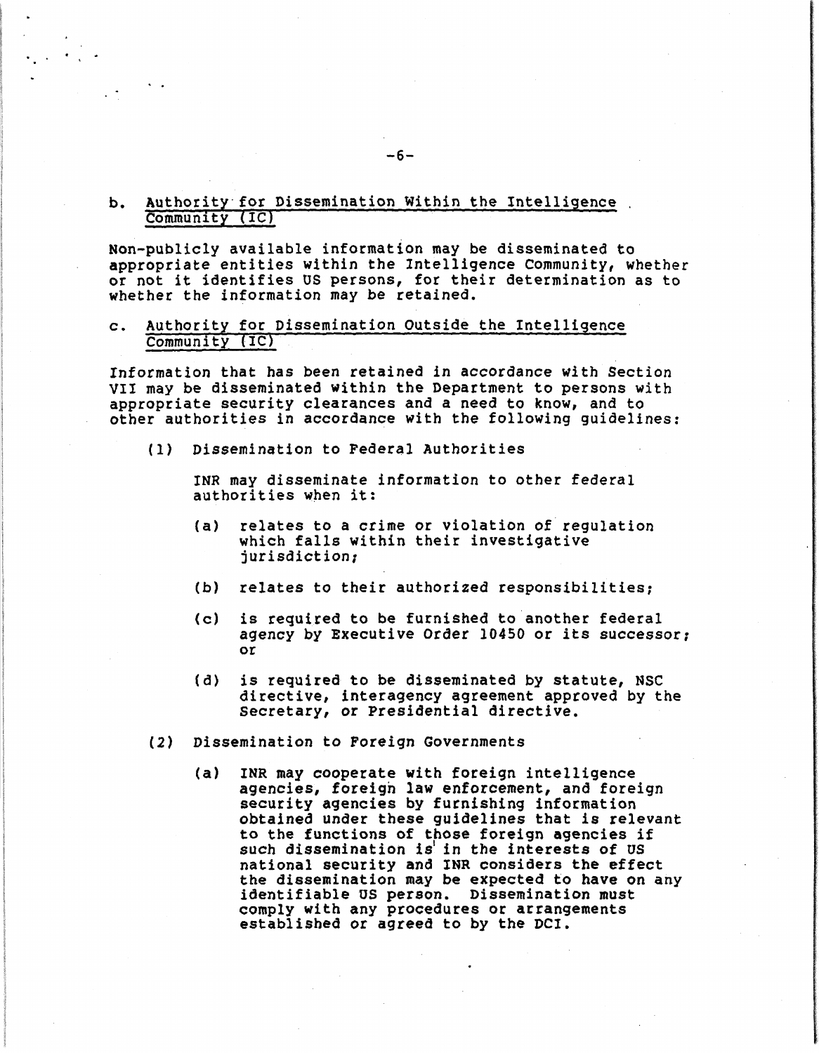### b. Authority for Dissemination Within the Intelligence Community (IC)

Non-publicly available information may be disseminated to appropriate entities within the Intelligence Community, whether or not it identifies US persons, for their determination as to whether the information may be retained.

### c. Authority for Dissemination Outside the Intelligence Community (IC)

Information that has been retained in accordance with Section VII may be disseminated within the Department to persons with appropriate security clearances and a need to know, and to other authorities in accordance with the following guidelines:

(1) Dissemination to Federal Authorities

INR may disseminate information to other federal authorities when it:

(a) relates to a crime or violation of regulation which falls within their investigative jurisdiction;

(b) relates to their authorized responsibilities;

(c) is required to be furnished to another federal agency by Executive Order 10450 or its successor; or

(d) is required to be disseminated by statute, NSC directive, interagency agreement approved by the Secretary, or Presidential directive.

(2) Dissemination to Foreign Governments

(a) INR may cooperate with foreign intelligence agencies, foreign law enforcement, and foreign security agencies by furnishing information obtained under these guidelines that is relevant to the functions of those foreign agencies if such dissemination is in the interests of US national security and INR considers the effect the dissemination may be expected to have on any identifiable US person. Dissemination must comply with any procedures or arrangements established or agreed to by the DCI.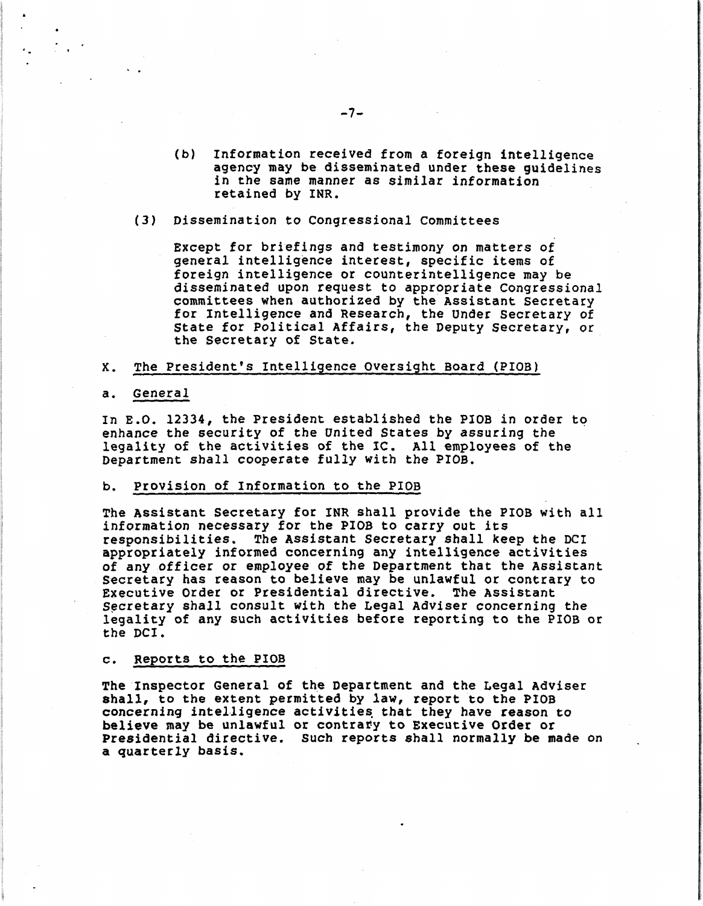(b) Information received from a foreign intelligence agency may be disseminated under these guidelines in the same manner as similar information retained by INR.

(3) Dissemination to Congressional Committees

Except for briefings and testimony on matters of general intelligence interest, specific items of foreign intelligence or counterintelligence may be disseminated upon request to appropriate Congressional committees when authorized by the Assistant Secretary for Intelligence and Research, the Under Secretary of State for Political Affairs, the Deputy Secretary, or the Secretary of State.

X. <u>The President's Intelligence Oversight Board (PIOB)</u>

a. <u>General</u>

In E.O. 12334, the President established the PIOB in order to enhance the security of the United States by assuring the legality of the activities of the IC. All employees of the Department shall cooperate fully with the PIOB.

b. <u>Provision of Information to the PIOB</u>

The Assistant Secretary for INR shall provide the PIOB with all information necessary for the PIOB to carry out its responsibilities. The Assistant Secretary shall keep the DCI appropriately informed concerning any intelligence activities of any officer or employee of the Department that the Assistant Secretary has reason to believe may be unlawful or contrary to Executive Order or Presidential directive. The Assistant Secretary shall consult with the Legal Adviser concerning the legality of any such activities before reporting to the PIOB or the DCI.

c. <u>Reports to the PIOB</u>

The Inspector General of the Department and the Legal Adviser shall, to the extent permitted by law, report to the PIOB concerning intelligence activities that they have reason to believe may be unlawful or contrary to Executive Order or Presidential directive. Such reports shall normally be made on a quarterly basis.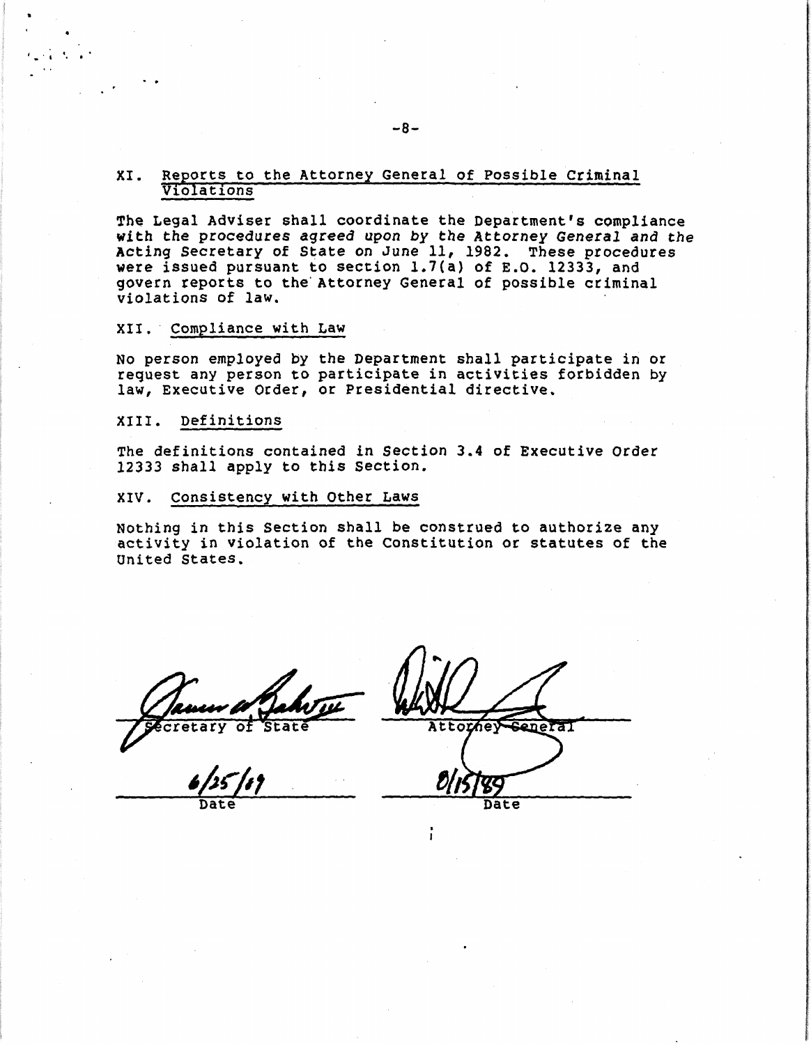## XI. Reports to the Attorney General of Possible Criminal Violations

The Legal Adviser shall coordinate the Department's compliance with the procedures agreed upon by the Attorney General and the Acting Secretary of State on June 11, 1982. These procedures were issued pursuant to section 1.7(a) of E.O. 12333, and govern reports to the Attorney General of possible criminal violations of law.

## XII. Compliance with Law

No person employed by the Department shall participate in or request any person to participate in activities forbidden by law, Executive Order, or Presidential directive.

## XIII. Definitions

The definitions contained in Section 3.4 of Executive Order 12333 shall apply to this Section.

## XIV. Consistency with Other Laws

Nothing in this Section shall be construed to authorize any activity in violation of the Constitution or statutes of the United States.

Secretary of State

6/25/89

Date

Attorney General

8/15/89

Date